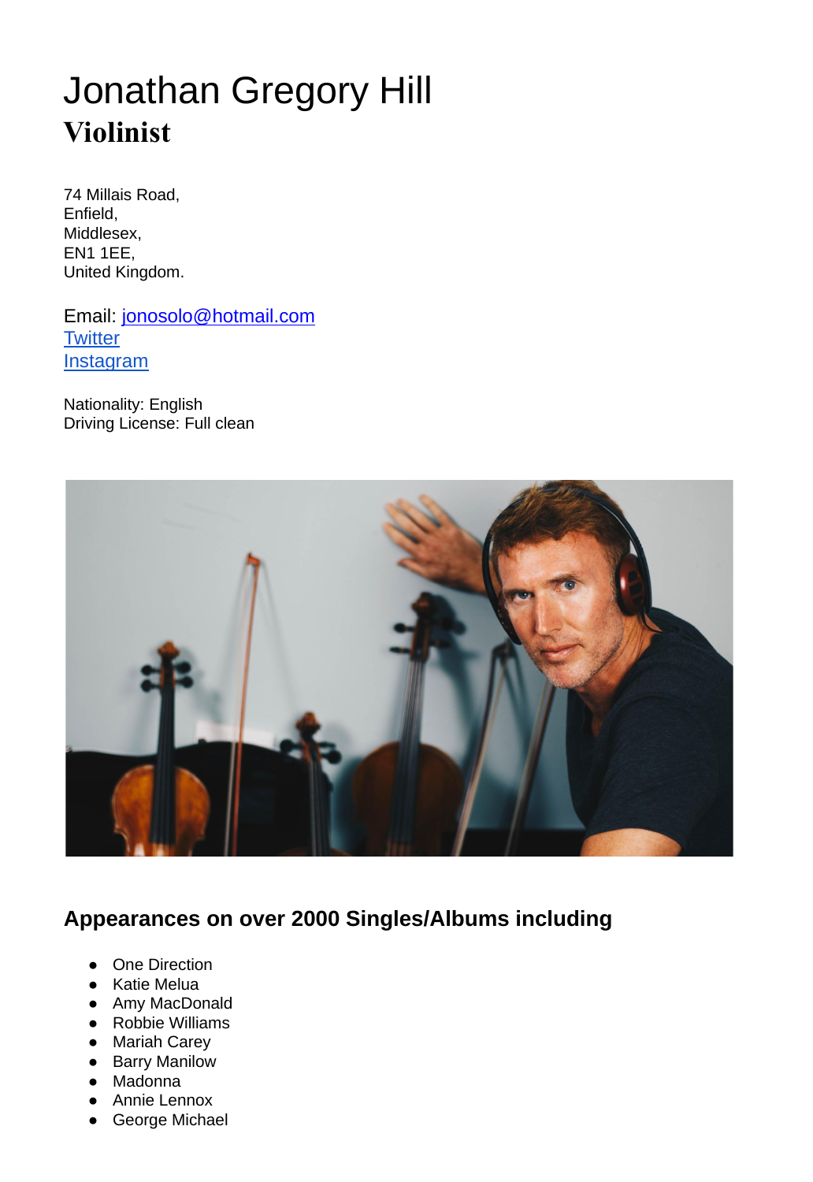# Jonathan Gregory Hill
## Violinist

74 Millais Road,
Enfield,
Middlesex,
EN1 1EE,
United Kingdom.

Email: jonosolo@hotmail.com
Twitter
Instagram

Nationality: English
Driving License: Full clean

### Appearances on over 2000 Singles/Albums including

- One Direction
- Katie Melua
- Amy MacDonald
- Robbie Williams
- Mariah Carey
- Barry Manilow
- Madonna
- Annie Lennox
- George Michael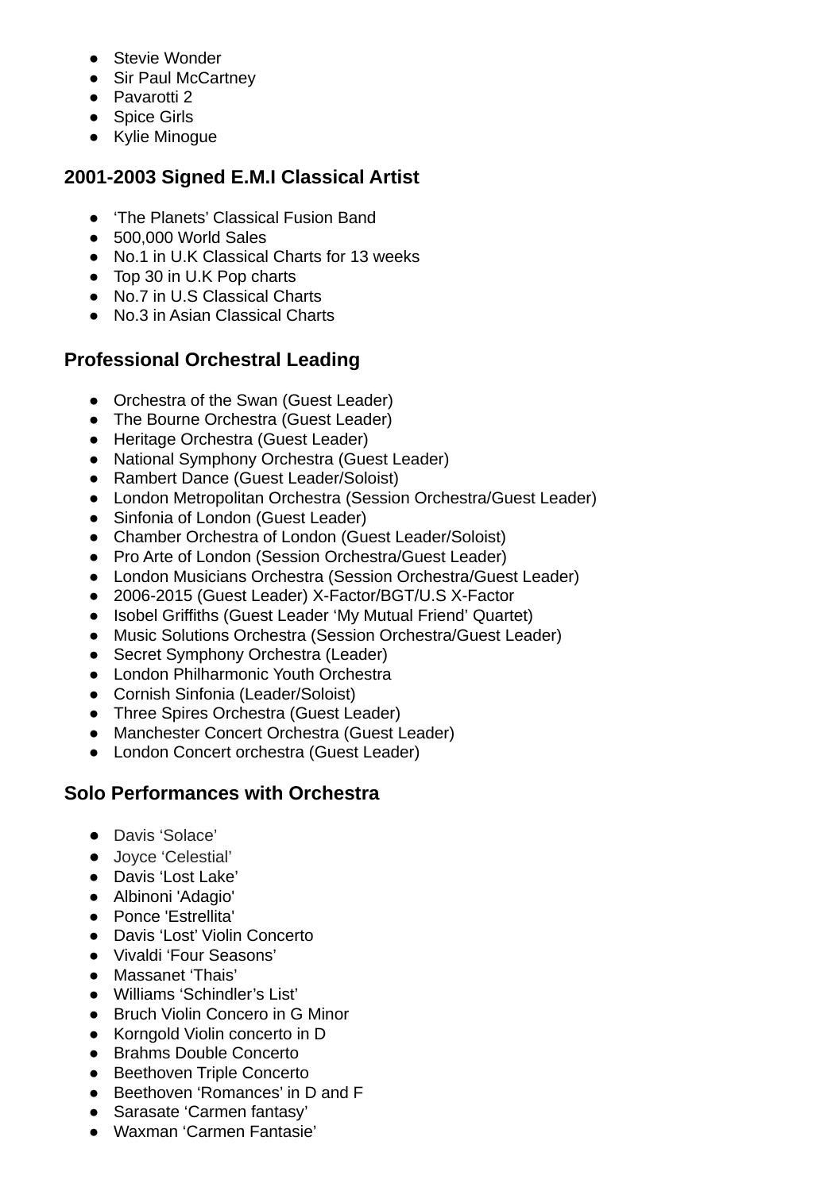- Stevie Wonder
- Sir Paul McCartney
- Pavarotti 2
- Spice Girls
- Kylie Minogue

### 2001-2003 Signed E.M.I Classical Artist

- ‘The Planets’ Classical Fusion Band
- 500,000 World Sales
- No.1 in U.K Classical Charts for 13 weeks
- Top 30 in U.K Pop charts
- No.7 in U.S Classical Charts
- No.3 in Asian Classical Charts

### Professional Orchestral Leading

- Orchestra of the Swan (Guest Leader)
- The Bourne Orchestra (Guest Leader)
- Heritage Orchestra (Guest Leader)
- National Symphony Orchestra (Guest Leader)
- Rambert Dance (Guest Leader/Soloist)
- London Metropolitan Orchestra (Session Orchestra/Guest Leader)
- Sinfonia of London (Guest Leader)
- Chamber Orchestra of London (Guest Leader/Soloist)
- Pro Arte of London (Session Orchestra/Guest Leader)
- London Musicians Orchestra (Session Orchestra/Guest Leader)
- 2006-2015 (Guest Leader) X-Factor/BGT/U.S X-Factor
- Isobel Griffiths (Guest Leader ‘My Mutual Friend’ Quartet)
- Music Solutions Orchestra (Session Orchestra/Guest Leader)
- Secret Symphony Orchestra (Leader)
- London Philharmonic Youth Orchestra
- Cornish Sinfonia (Leader/Soloist)
- Three Spires Orchestra (Guest Leader)
- Manchester Concert Orchestra (Guest Leader)
- London Concert orchestra (Guest Leader)

### Solo Performances with Orchestra

- Davis ‘Solace’
- Joyce ‘Celestial’
- Davis ‘Lost Lake’
- Albinoni 'Adagio'
- Ponce 'Estrellita'
- Davis ‘Lost’ Violin Concerto
- Vivaldi ‘Four Seasons’
- Massanet ‘Thais’
- Williams ‘Schindler’s List’
- Bruch Violin Concero in G Minor
- Korngold Violin concerto in D
- Brahms Double Concerto
- Beethoven Triple Concerto
- Beethoven ‘Romances’ in D and F
- Sarasate ‘Carmen fantasy’
- Waxman ‘Carmen Fantasie’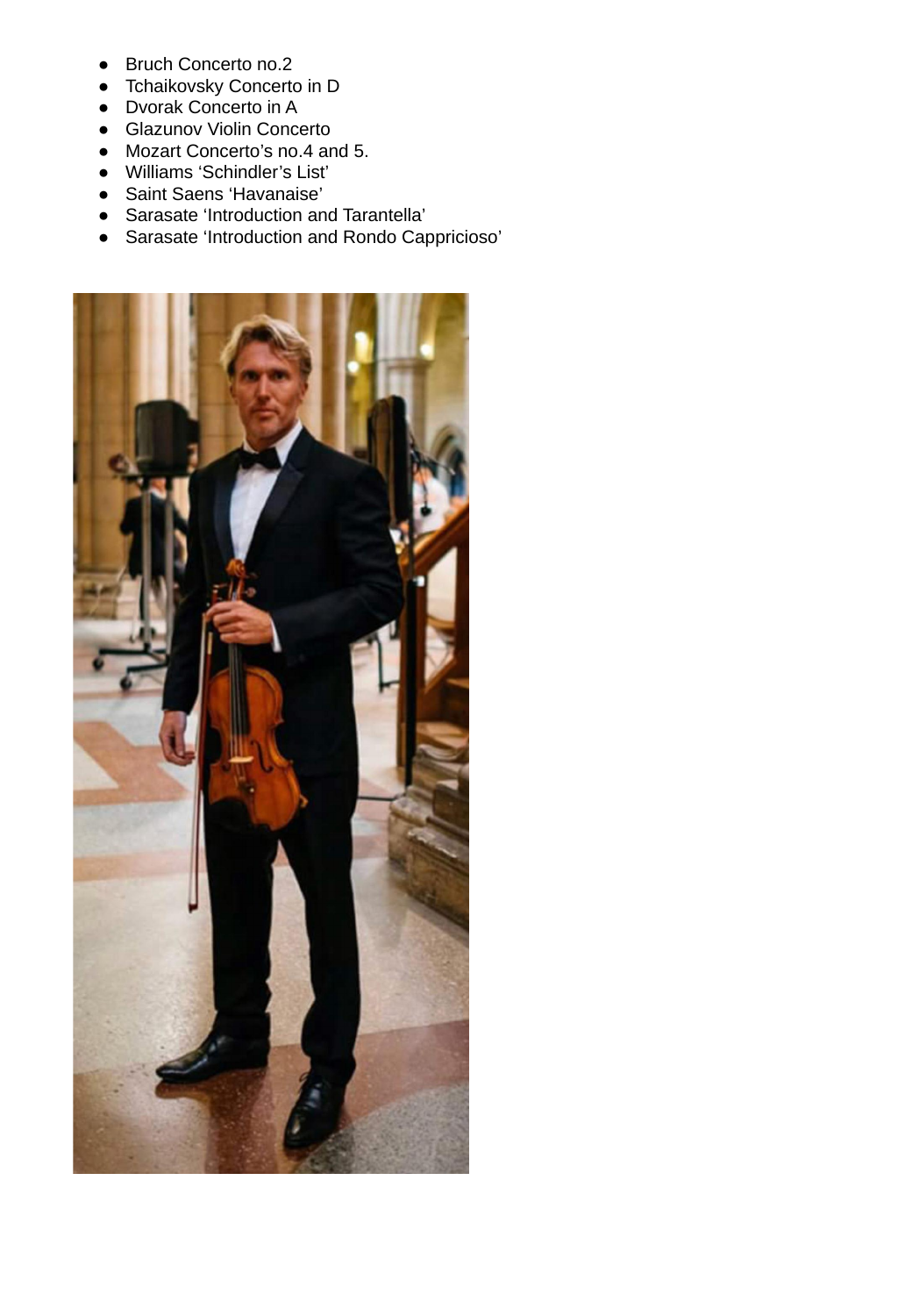- Bruch Concerto no.2
- Tchaikovsky Concerto in D
- Dvorak Concerto in A
- Glazunov Violin Concerto
- Mozart Concerto's no.4 and 5.
- Williams 'Schindler's List'
- Saint Saens 'Havanaise'
- Sarasate 'Introduction and Tarantella'
- Sarasate 'Introduction and Rondo Cappricioso'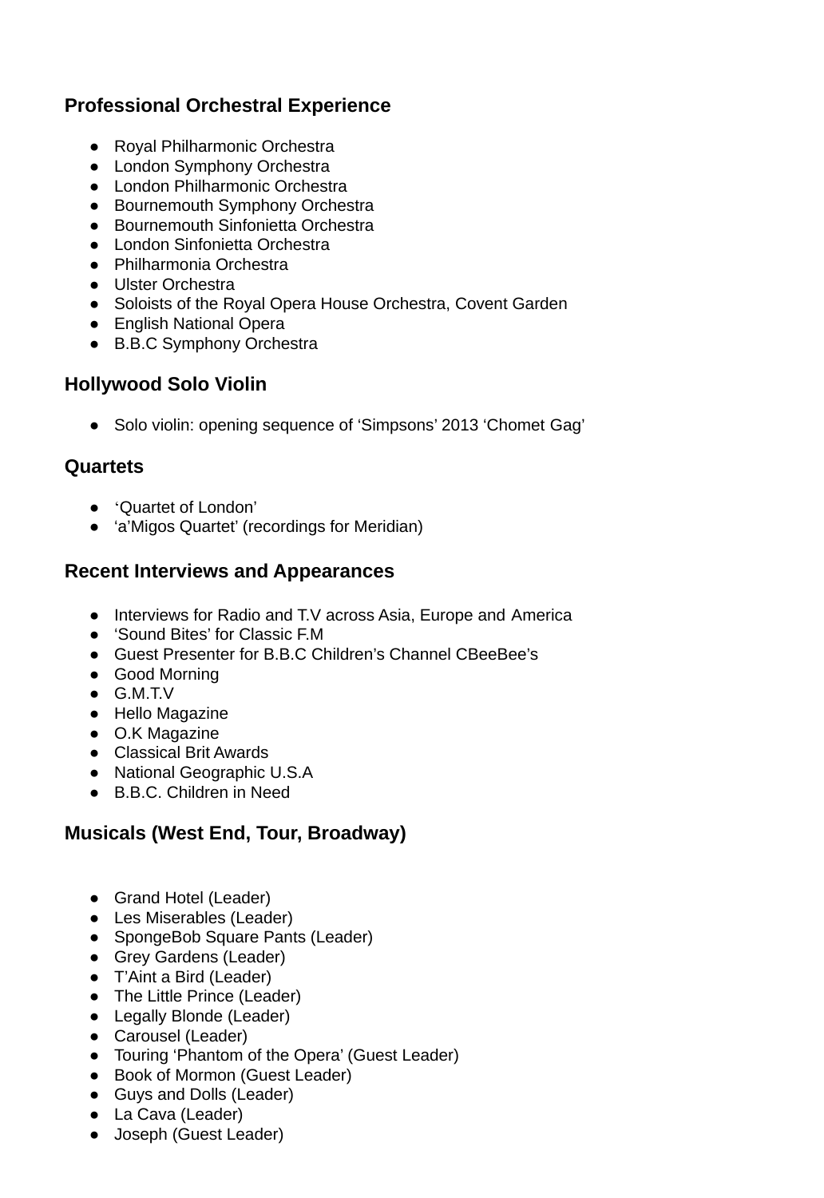### Professional Orchestral Experience

- Royal Philharmonic Orchestra
- London Symphony Orchestra
- London Philharmonic Orchestra
- Bournemouth Symphony Orchestra
- Bournemouth Sinfonietta Orchestra
- London Sinfonietta Orchestra
- Philharmonia Orchestra
- Ulster Orchestra
- Soloists of the Royal Opera House Orchestra, Covent Garden
- English National Opera
- B.B.C Symphony Orchestra

### Hollywood Solo Violin

- Solo violin: opening sequence of 'Simpsons' 2013 'Chomet Gag'

### Quartets

- 'Quartet of London'
- 'a'Migos Quartet' (recordings for Meridian)

### Recent Interviews and Appearances

- Interviews for Radio and T.V across Asia, Europe and America
- 'Sound Bites' for Classic F.M
- Guest Presenter for B.B.C Children's Channel CBeeBee's
- Good Morning
- G.M.T.V
- Hello Magazine
- O.K Magazine
- Classical Brit Awards
- National Geographic U.S.A
- B.B.C. Children in Need

### Musicals (West End, Tour, Broadway)

- Grand Hotel (Leader)
- Les Miserables (Leader)
- SpongeBob Square Pants (Leader)
- Grey Gardens (Leader)
- T'Aint a Bird (Leader)
- The Little Prince (Leader)
- Legally Blonde (Leader)
- Carousel (Leader)
- Touring 'Phantom of the Opera' (Guest Leader)
- Book of Mormon (Guest Leader)
- Guys and Dolls (Leader)
- La Cava (Leader)
- Joseph (Guest Leader)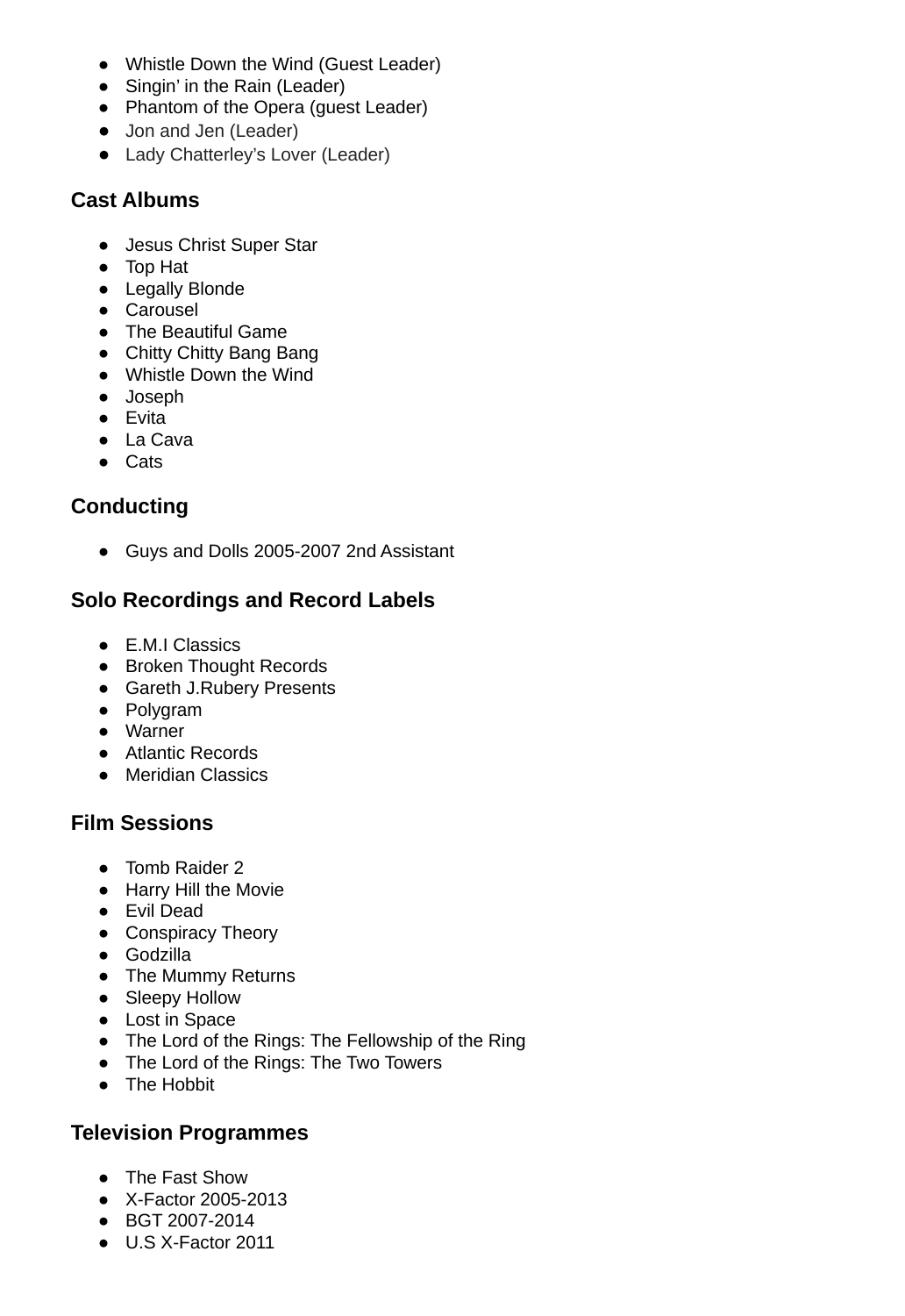- Whistle Down the Wind (Guest Leader)
- Singin' in the Rain (Leader)
- Phantom of the Opera (guest Leader)
- Jon and Jen (Leader)
- Lady Chatterley's Lover (Leader)

### Cast Albums

- Jesus Christ Super Star
- Top Hat
- Legally Blonde
- Carousel
- The Beautiful Game
- Chitty Chitty Bang Bang
- Whistle Down the Wind
- Joseph
- Evita
- La Cava
- Cats

### Conducting

- Guys and Dolls 2005-2007 2nd Assistant

### Solo Recordings and Record Labels

- E.M.I Classics
- Broken Thought Records
- Gareth J.Rubery Presents
- Polygram
- Warner
- Atlantic Records
- Meridian Classics

### Film Sessions

- Tomb Raider 2
- Harry Hill the Movie
- Evil Dead
- Conspiracy Theory
- Godzilla
- The Mummy Returns
- Sleepy Hollow
- Lost in Space
- The Lord of the Rings: The Fellowship of the Ring
- The Lord of the Rings: The Two Towers
- The Hobbit

### Television Programmes

- The Fast Show
- X-Factor 2005-2013
- BGT 2007-2014
- U.S X-Factor 2011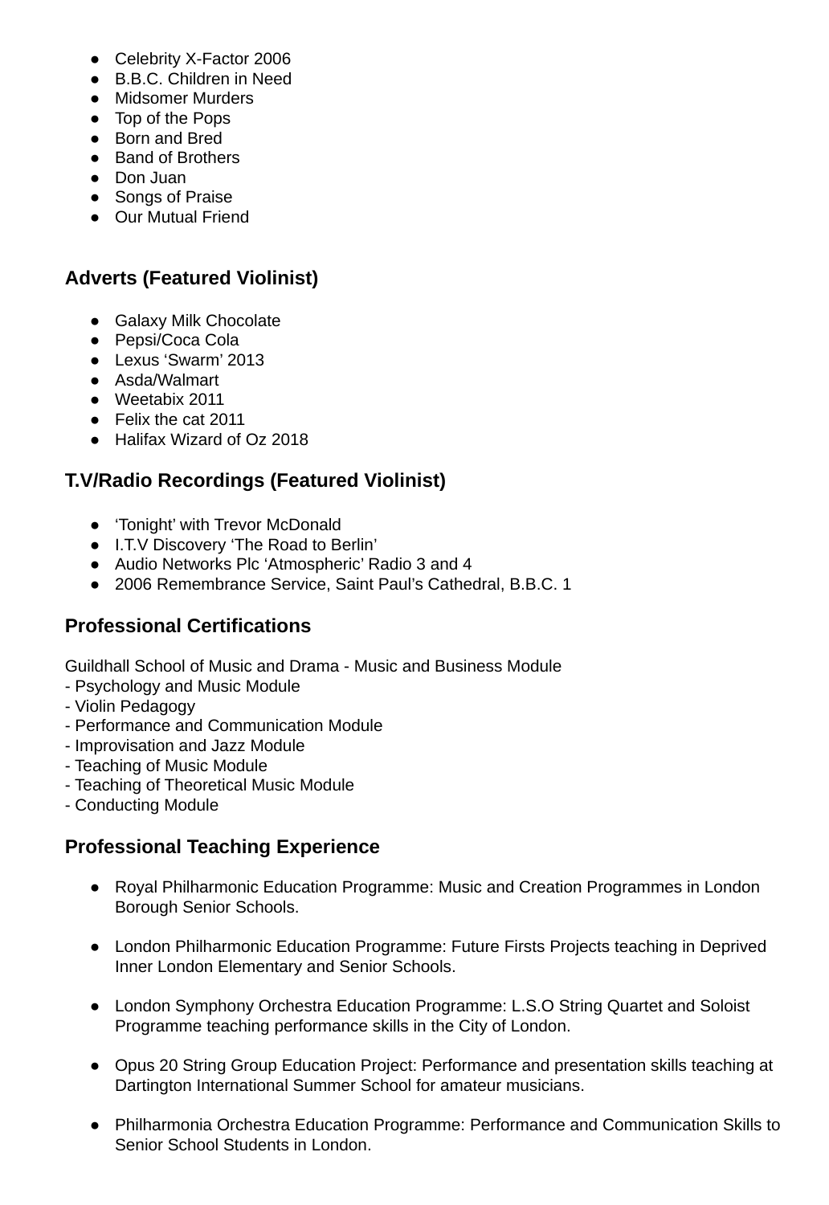- Celebrity X-Factor 2006
- B.B.C. Children in Need
- Midsomer Murders
- Top of the Pops
- Born and Bred
- Band of Brothers
- Don Juan
- Songs of Praise
- Our Mutual Friend

## Adverts (Featured Violinist)

- Galaxy Milk Chocolate
- Pepsi/Coca Cola
- Lexus 'Swarm' 2013
- Asda/Walmart
- Weetabix 2011
- Felix the cat 2011
- Halifax Wizard of Oz 2018

## T.V/Radio Recordings (Featured Violinist)

- 'Tonight' with Trevor McDonald
- I.T.V Discovery 'The Road to Berlin'
- Audio Networks Plc 'Atmospheric' Radio 3 and 4
- 2006 Remembrance Service, Saint Paul's Cathedral, B.B.C. 1

## Professional Certifications

Guildhall School of Music and Drama - Music and Business Module
- Psychology and Music Module
- Violin Pedagogy
- Performance and Communication Module
- Improvisation and Jazz Module
- Teaching of Music Module
- Teaching of Theoretical Music Module
- Conducting Module

## Professional Teaching Experience

- Royal Philharmonic Education Programme: Music and Creation Programmes in London Borough Senior Schools.

- London Philharmonic Education Programme: Future Firsts Projects teaching in Deprived Inner London Elementary and Senior Schools.

- London Symphony Orchestra Education Programme: L.S.O String Quartet and Soloist Programme teaching performance skills in the City of London.

- Opus 20 String Group Education Project: Performance and presentation skills teaching at Dartington International Summer School for amateur musicians.

- Philharmonia Orchestra Education Programme: Performance and Communication Skills to Senior School Students in London.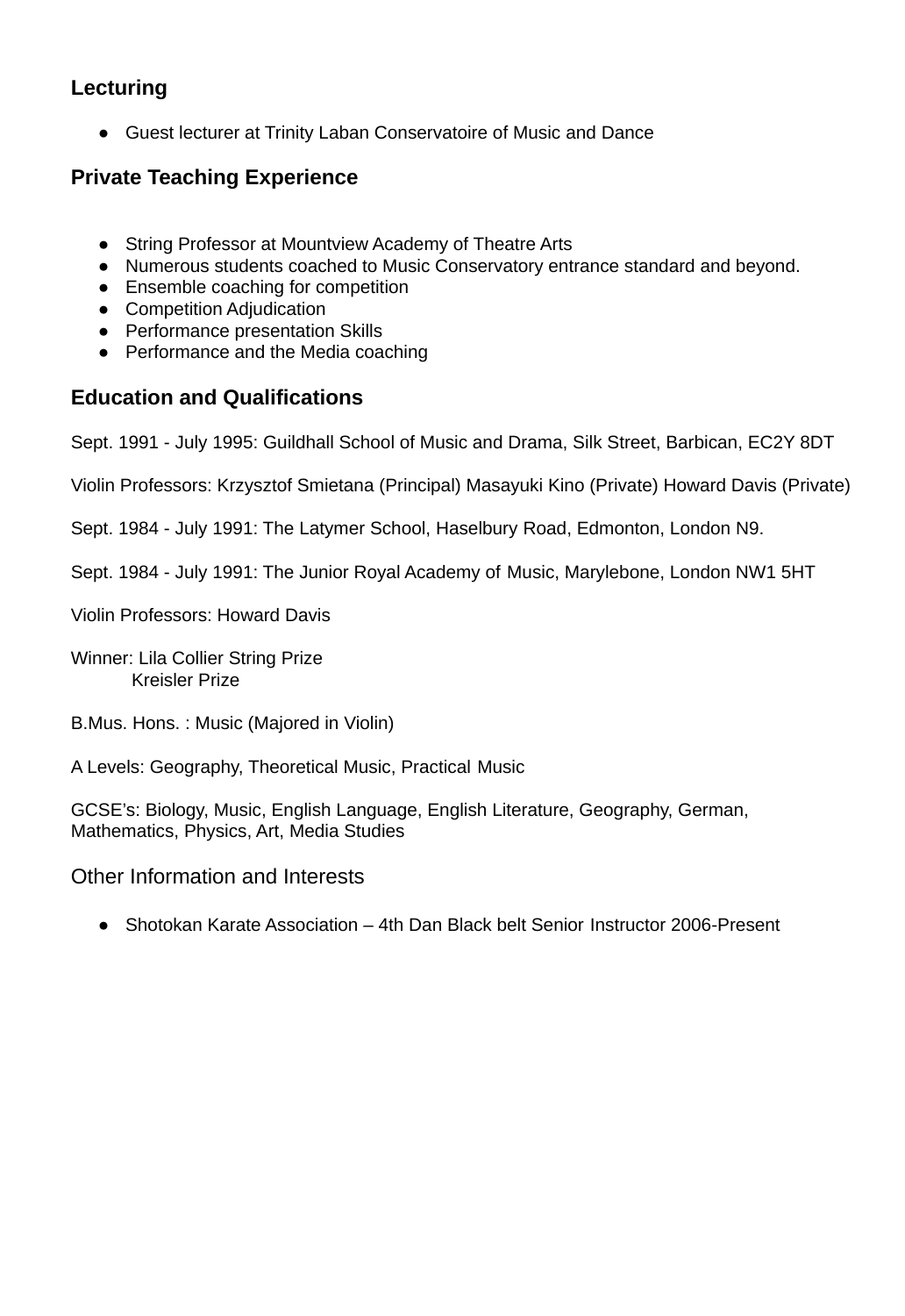## Lecturing

- Guest lecturer at Trinity Laban Conservatoire of Music and Dance

## Private Teaching Experience

- String Professor at Mountview Academy of Theatre Arts
- Numerous students coached to Music Conservatory entrance standard and beyond.
- Ensemble coaching for competition
- Competition Adjudication
- Performance presentation Skills
- Performance and the Media coaching

## Education and Qualifications

Sept. 1991 - July 1995: Guildhall School of Music and Drama, Silk Street, Barbican, EC2Y 8DT

Violin Professors: Krzysztof Smietana (Principal) Masayuki Kino (Private) Howard Davis (Private)

Sept. 1984 - July 1991: The Latymer School, Haselbury Road, Edmonton, London N9.

Sept. 1984 - July 1991: The Junior Royal Academy of Music, Marylebone, London NW1 5HT

Violin Professors: Howard Davis

Winner: Lila Collier String Prize
Kreisler Prize

B.Mus. Hons. : Music (Majored in Violin)

A Levels: Geography, Theoretical Music, Practical Music

GCSE's: Biology, Music, English Language, English Literature, Geography, German, Mathematics, Physics, Art, Media Studies

## Other Information and Interests

- Shotokan Karate Association – 4th Dan Black belt Senior Instructor 2006-Present